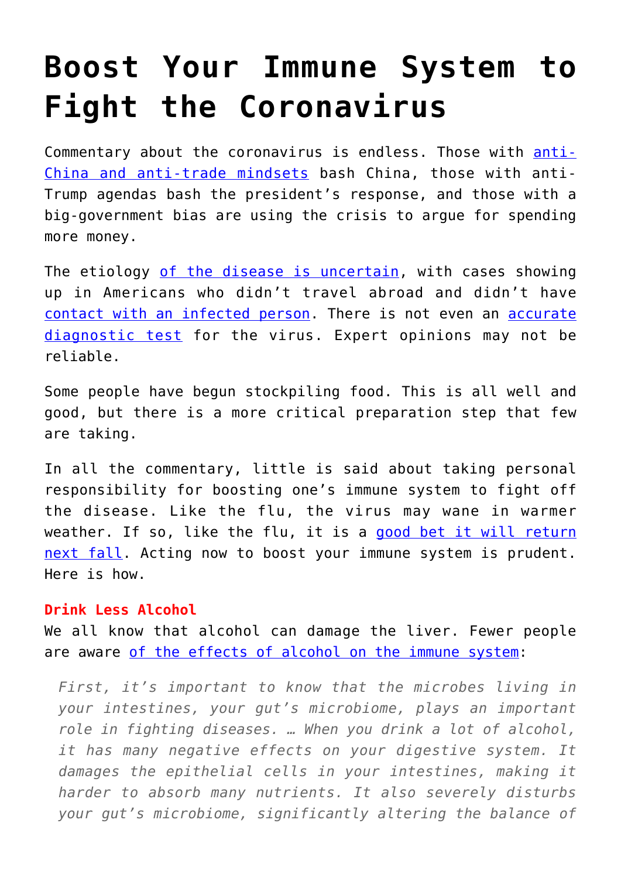# Boost Your Immune System to Fight the Coronavirus

Commentary about the coronavirus is endless. Those with anti-China and anti-trade mindsets bash China, those with anti-Trump agendas bash the president's response, and those with a big-government bias are using the crisis to argue for spending more money.

The etiology of the disease is uncertain, with cases showing up in Americans who didn't travel abroad and didn't have contact with an infected person. There is not even an accurate diagnostic test for the virus. Expert opinions may not be reliable.

Some people have begun stockpiling food. This is all well and good, but there is a more critical preparation step that few are taking.

In all the commentary, little is said about taking personal responsibility for boosting one's immune system to fight off the disease. Like the flu, the virus may wane in warmer weather. If so, like the flu, it is a good bet it will return next fall. Acting now to boost your immune system is prudent. Here is how.

**Drink Less Alcohol**

We all know that alcohol can damage the liver. Fewer people are aware of the effects of alcohol on the immune system:

> *First, it's important to know that the microbes living in your intestines, your gut's microbiome, plays an important role in fighting diseases. … When you drink a lot of alcohol, it has many negative effects on your digestive system. It damages the epithelial cells in your intestines, making it harder to absorb many nutrients. It also severely disturbs your gut's microbiome, significantly altering the balance of*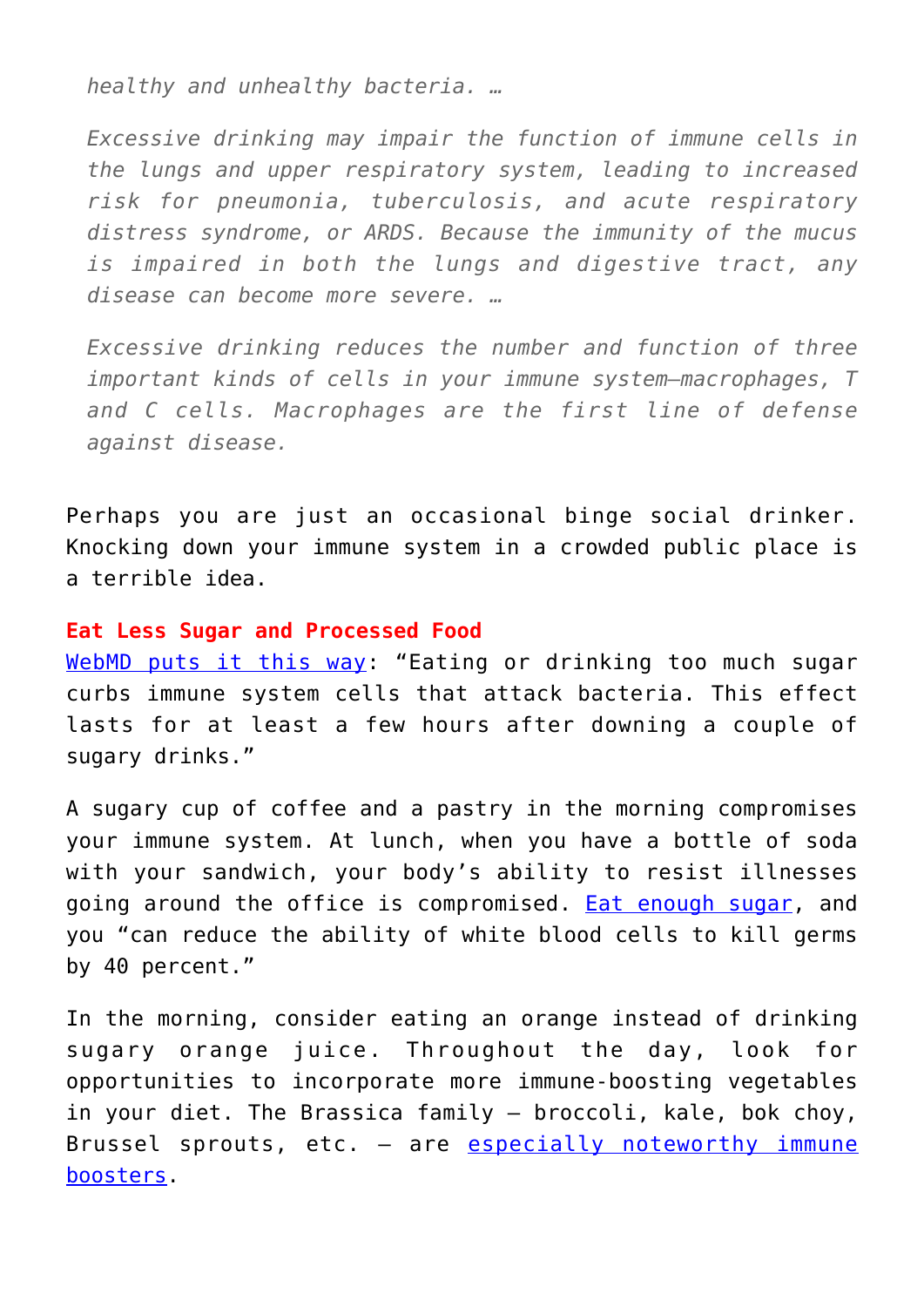> *healthy and unhealthy bacteria. …*
>
> *Excessive drinking may impair the function of immune cells in the lungs and upper respiratory system, leading to increased risk for pneumonia, tuberculosis, and acute respiratory distress syndrome, or ARDS. Because the immunity of the mucus is impaired in both the lungs and digestive tract, any disease can become more severe. …*
>
> *Excessive drinking reduces the number and function of three important kinds of cells in your immune system—macrophages, T and C cells. Macrophages are the first line of defense against disease.*

Perhaps you are just an occasional binge social drinker. Knocking down your immune system in a crowded public place is a terrible idea.

**Eat Less Sugar and Processed Food**

[WebMD puts it this way](): "Eating or drinking too much sugar curbs immune system cells that attack bacteria. This effect lasts for at least a few hours after downing a couple of sugary drinks."

A sugary cup of coffee and a pastry in the morning compromises your immune system. At lunch, when you have a bottle of soda with your sandwich, your body's ability to resist illnesses going around the office is compromised. [Eat enough sugar](), and you "can reduce the ability of white blood cells to kill germs by 40 percent."

In the morning, consider eating an orange instead of drinking sugary orange juice. Throughout the day, look for opportunities to incorporate more immune-boosting vegetables in your diet. The Brassica family – broccoli, kale, bok choy, Brussel sprouts, etc. – are [especially noteworthy immune boosters]().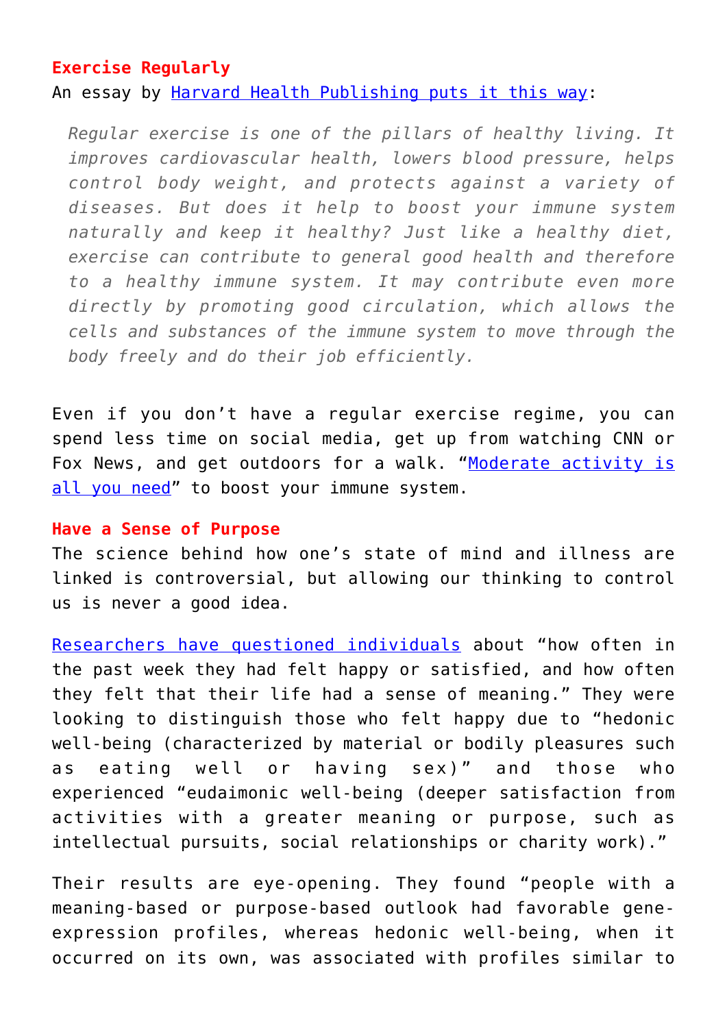**Exercise Regularly**

An essay by Harvard Health Publishing puts it this way:

> *Regular exercise is one of the pillars of healthy living. It improves cardiovascular health, lowers blood pressure, helps control body weight, and protects against a variety of diseases. But does it help to boost your immune system naturally and keep it healthy? Just like a healthy diet, exercise can contribute to general good health and therefore to a healthy immune system. It may contribute even more directly by promoting good circulation, which allows the cells and substances of the immune system to move through the body freely and do their job efficiently.*

Even if you don't have a regular exercise regime, you can spend less time on social media, get up from watching CNN or Fox News, and get outdoors for a walk. "Moderate activity is all you need" to boost your immune system.

**Have a Sense of Purpose**

The science behind how one's state of mind and illness are linked is controversial, but allowing our thinking to control us is never a good idea.

Researchers have questioned individuals about "how often in the past week they had felt happy or satisfied, and how often they felt that their life had a sense of meaning." They were looking to distinguish those who felt happy due to "hedonic well-being (characterized by material or bodily pleasures such as eating well or having sex)" and those who experienced "eudaimonic well-being (deeper satisfaction from activities with a greater meaning or purpose, such as intellectual pursuits, social relationships or charity work)."

Their results are eye-opening. They found "people with a meaning-based or purpose-based outlook had favorable gene-expression profiles, whereas hedonic well-being, when it occurred on its own, was associated with profiles similar to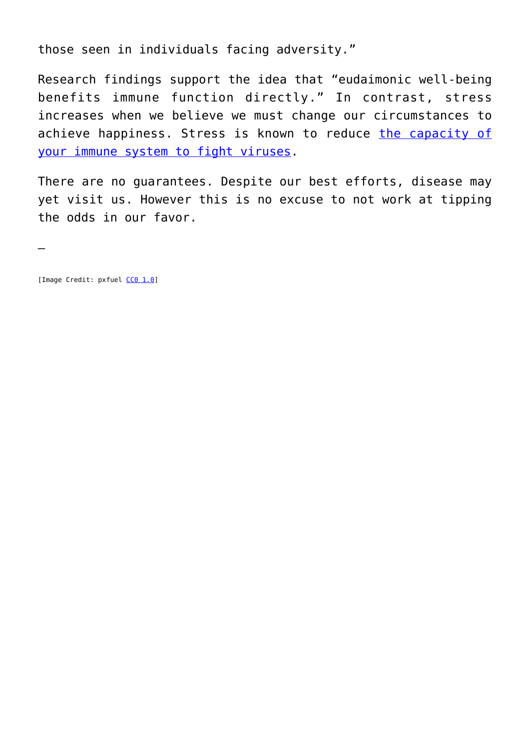those seen in individuals facing adversity."

Research findings support the idea that "eudaimonic well-being benefits immune function directly." In contrast, stress increases when we believe we must change our circumstances to achieve happiness. Stress is known to reduce [the capacity of your immune system to fight viruses](#).

There are no guarantees. Despite our best efforts, disease may yet visit us. However this is no excuse to not work at tipping the odds in our favor.

—

[Image Credit: pxfuel [CC0 1.0](#)]